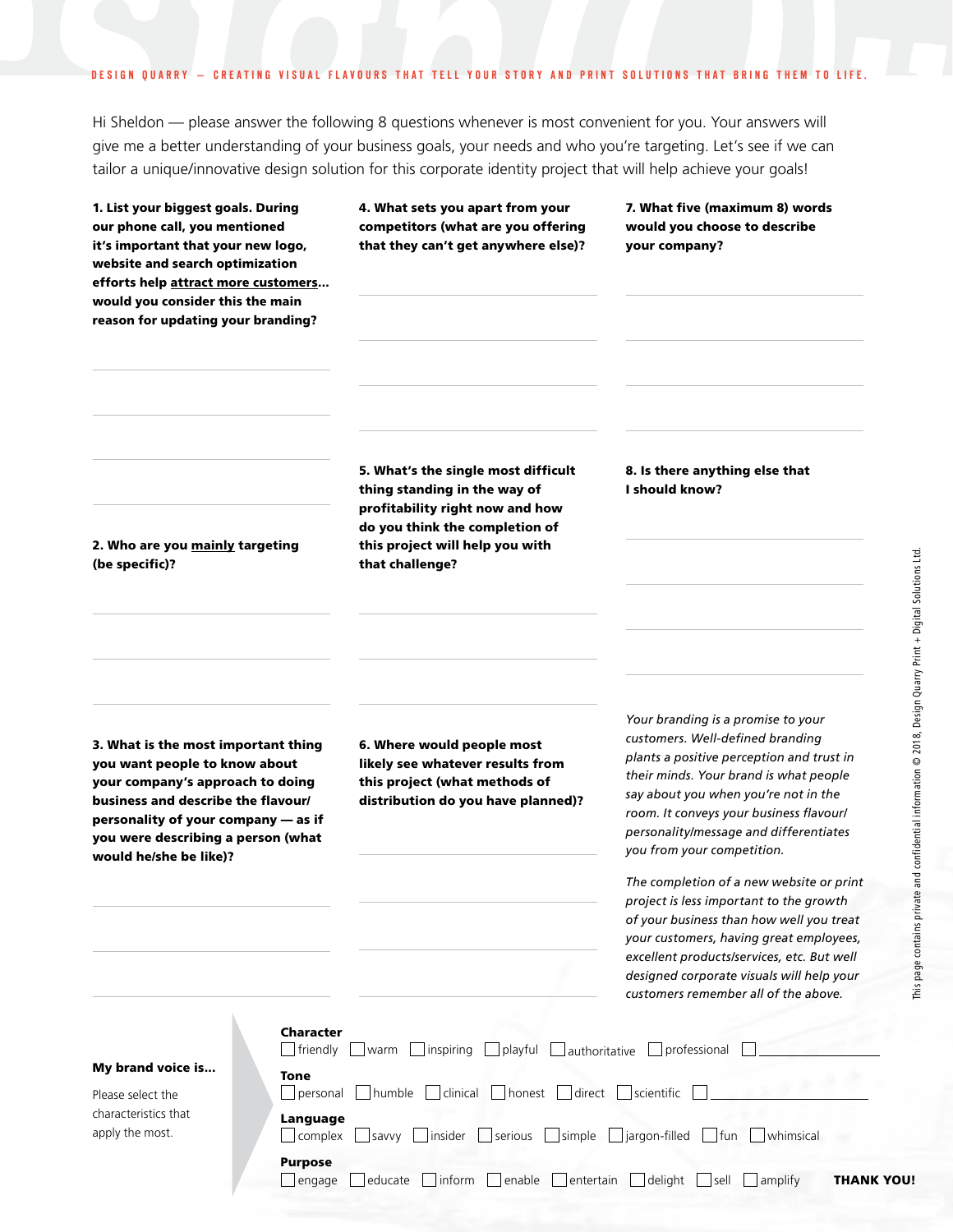DESIGN QUARRY — CREATING VISUAL FLAVOURS THAT TELL YOUR STORY AND PRINT SOLUTIONS THAT BRING THEM TO LIFE.

Hi Sheldon — please answer the following 8 questions whenever is most convenient for you. Your answers will give me a better understanding of your business goals, your needs and who you're targeting. Let's see if we can tailor a unique/innovative design solution for this corporate identity project that will help achieve your goals!

**1. List your biggest goals. During our phone call, you mentioned it's important that your new logo, website and search optimization efforts help attract more customers... would you consider this the main reason for updating your branding?**

**2. Who are you mainly targeting (be specific)?**

**3. What is the most important thing you want people to know about your company's approach to doing business and describe the flavour/personality of your company — as if you were describing a person (what would he/she be like)?**

**4. What sets you apart from your competitors (what are you offering that they can't get anywhere else)?**

**5. What's the single most difficult thing standing in the way of profitability right now and how do you think the completion of this project will help you with that challenge?**

**6. Where would people most likely see whatever results from this project (what methods of distribution do you have planned)?**

**7. What five (maximum 8) words would you choose to describe your company?**

**8. Is there anything else that I should know?**

*Your branding is a promise to your customers. Well-defined branding plants a positive perception and trust in their minds. Your brand is what people say about you when you're not in the room. It conveys your business flavour/personality/message and differentiates you from your competition.*

*The completion of a new website or print project is less important to the growth of your business than how well you treat your customers, having great employees, excellent products/services, etc. But well designed corporate visuals will help your customers remember all of the above.*

**My brand voice is...**

Please select the characteristics that apply the most.

**Character**
- [ ] friendly
- [ ] warm
- [ ] inspiring
- [ ] playful
- [ ] authoritative
- [ ] professional
- [ ] ____________

**Tone**
- [ ] personal
- [ ] humble
- [ ] clinical
- [ ] honest
- [ ] direct
- [ ] scientific
- [ ] ____________

**Language**
- [ ] complex
- [ ] savvy
- [ ] insider
- [ ] serious
- [ ] simple
- [ ] jargon-filled
- [ ] fun
- [ ] whimsical

**Purpose**
- [ ] engage
- [ ] educate
- [ ] inform
- [ ] enable
- [ ] entertain
- [ ] delight
- [ ] sell
- [ ] amplify

**THANK YOU!**

This page contains private and confidential information © 2018, Design Quarry Print + Digital Solutions Ltd.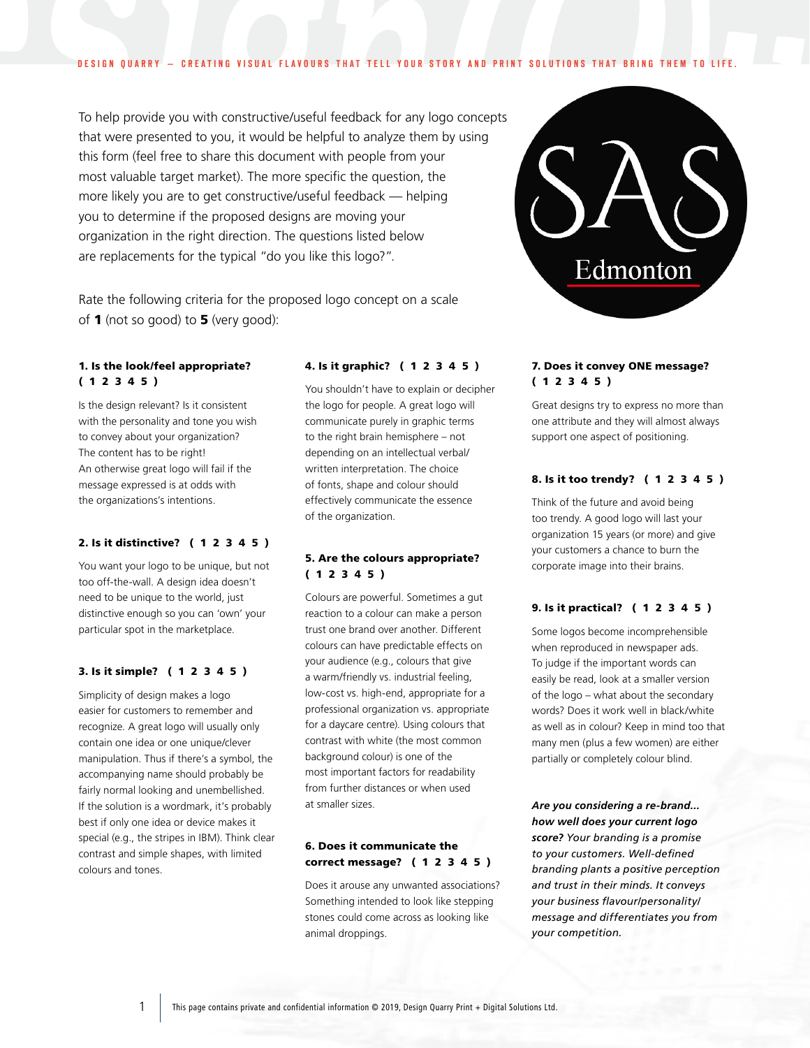DESIGN QUARRY — CREATING VISUAL FLAVOURS THAT TELL YOUR STORY AND PRINT SOLUTIONS THAT BRING THEM TO LIFE.

To help provide you with constructive/useful feedback for any logo concepts that were presented to you, it would be helpful to analyze them by using this form (feel free to share this document with people from your most valuable target market). The more specific the question, the more likely you are to get constructive/useful feedback — helping you to determine if the proposed designs are moving your organization in the right direction. The questions listed below are replacements for the typical "do you like this logo?".

Rate the following criteria for the proposed logo concept on a scale of **1** (not so good) to **5** (very good):

### 1. Is the look/feel appropriate? ( 1 2 3 4 5 )

Is the design relevant? Is it consistent with the personality and tone you wish to convey about your organization? The content has to be right! An otherwise great logo will fail if the message expressed is at odds with the organizations's intentions.

### 2. Is it distinctive? ( 1 2 3 4 5 )

You want your logo to be unique, but not too off-the-wall. A design idea doesn't need to be unique to the world, just distinctive enough so you can 'own' your particular spot in the marketplace.

### 3. Is it simple? ( 1 2 3 4 5 )

Simplicity of design makes a logo easier for customers to remember and recognize. A great logo will usually only contain one idea or one unique/clever manipulation. Thus if there's a symbol, the accompanying name should probably be fairly normal looking and unembellished. If the solution is a wordmark, it's probably best if only one idea or device makes it special (e.g., the stripes in IBM). Think clear contrast and simple shapes, with limited colours and tones.

### 4. Is it graphic? ( 1 2 3 4 5 )

You shouldn't have to explain or decipher the logo for people. A great logo will communicate purely in graphic terms to the right brain hemisphere – not depending on an intellectual verbal/written interpretation. The choice of fonts, shape and colour should effectively communicate the essence of the organization.

### 5. Are the colours appropriate? ( 1 2 3 4 5 )

Colours are powerful. Sometimes a gut reaction to a colour can make a person trust one brand over another. Different colours can have predictable effects on your audience (e.g., colours that give a warm/friendly vs. industrial feeling, low-cost vs. high-end, appropriate for a professional organization vs. appropriate for a daycare centre). Using colours that contrast with white (the most common background colour) is one of the most important factors for readability from further distances or when used at smaller sizes.

### 6. Does it communicate the correct message? ( 1 2 3 4 5 )

Does it arouse any unwanted associations? Something intended to look like stepping stones could come across as looking like animal droppings.

### 7. Does it convey ONE message? ( 1 2 3 4 5 )

Great designs try to express no more than one attribute and they will almost always support one aspect of positioning.

### 8. Is it too trendy? ( 1 2 3 4 5 )

Think of the future and avoid being too trendy. A good logo will last your organization 15 years (or more) and give your customers a chance to burn the corporate image into their brains.

### 9. Is it practical? ( 1 2 3 4 5 )

Some logos become incomprehensible when reproduced in newspaper ads. To judge if the important words can easily be read, look at a smaller version of the logo – what about the secondary words? Does it work well in black/white as well as in colour? Keep in mind too that many men (plus a few women) are either partially or completely colour blind.

***Are you considering a re-brand... how well does your current logo score?** Your branding is a promise to your customers. Well-defined branding plants a positive perception and trust in their minds. It conveys your business flavour/personality/ message and differentiates you from your competition.*

This page contains private and confidential information © 2019, Design Quarry Print + Digital Solutions Ltd.